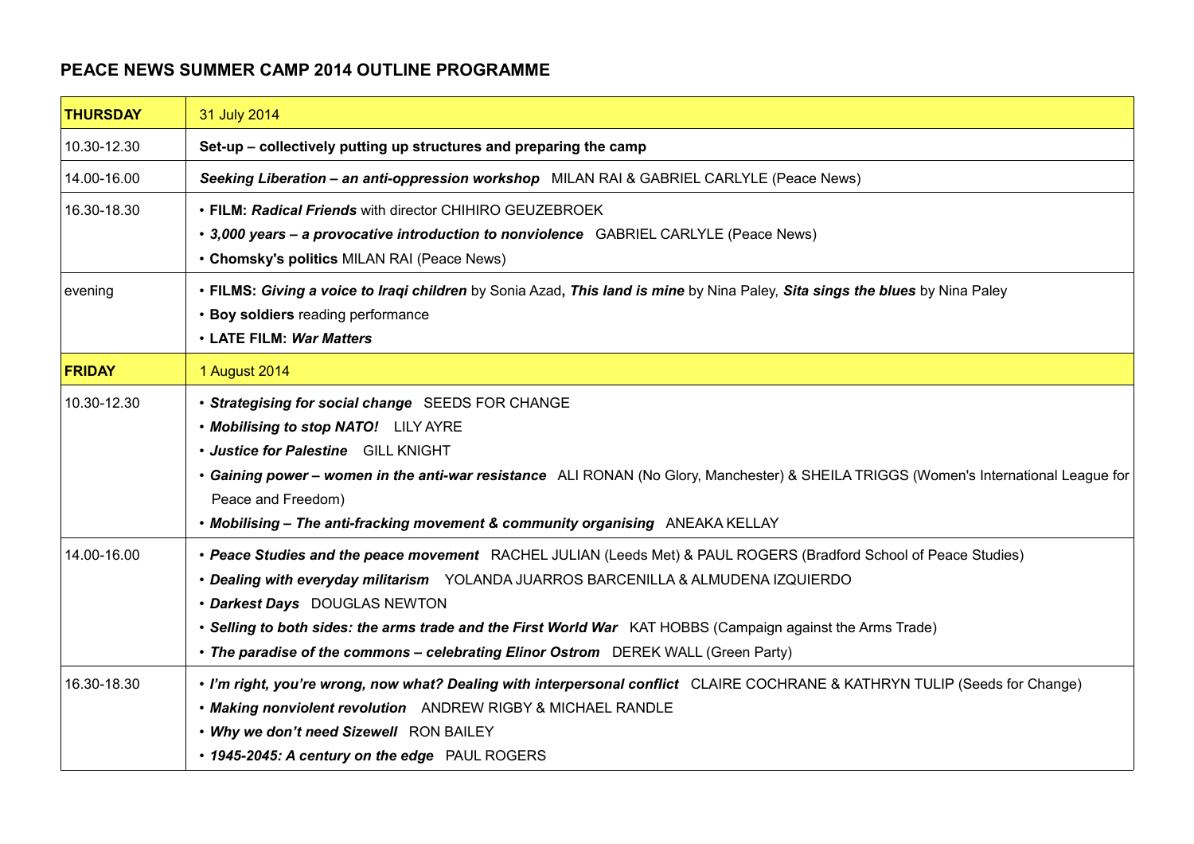# PEACE NEWS SUMMER CAMP 2014 OUTLINE PROGRAMME

| **THURSDAY** | 31 July 2014 |
|---|---|
| 10.30-12.30 | **Set-up – collectively putting up structures and preparing the camp** |
| 14.00-16.00 | ***Seeking Liberation – an anti-oppression workshop*** MILAN RAI & GABRIEL CARLYLE (Peace News) |
| 16.30-18.30 | • **FILM: *Radical Friends*** with director CHIHIRO GEUZEBROEK<br>• ***3,000 years – a provocative introduction to nonviolence*** GABRIEL CARLYLE (Peace News)<br>• **Chomsky's politics** MILAN RAI (Peace News) |
| evening | • **FILMS: *Giving a voice to Iraqi children*** by Sonia Azad**, *This land is mine*** by Nina Paley, ***Sita sings the blues*** by Nina Paley<br>• **Boy soldiers** reading performance<br>• **LATE FILM: *War Matters*** |
| **FRIDAY** | 1 August 2014 |
| 10.30-12.30 | • ***Strategising for social change*** SEEDS FOR CHANGE<br>• ***Mobilising to stop NATO!*** LILY AYRE<br>• ***Justice for Palestine*** GILL KNIGHT<br>• ***Gaining power – women in the anti-war resistance*** ALI RONAN (No Glory, Manchester) & SHEILA TRIGGS (Women's International League for Peace and Freedom)<br>• ***Mobilising – The anti-fracking movement & community organising*** ANEAKA KELLAY |
| 14.00-16.00 | • ***Peace Studies and the peace movement*** RACHEL JULIAN (Leeds Met) & PAUL ROGERS (Bradford School of Peace Studies)<br>• ***Dealing with everyday militarism*** YOLANDA JUARROS BARCENILLA & ALMUDENA IZQUIERDO<br>• ***Darkest Days*** DOUGLAS NEWTON<br>• ***Selling to both sides: the arms trade and the First World War*** KAT HOBBS (Campaign against the Arms Trade)<br>• ***The paradise of the commons – celebrating Elinor Ostrom*** DEREK WALL (Green Party) |
| 16.30-18.30 | • ***I'm right, you're wrong, now what? Dealing with interpersonal conflict*** CLAIRE COCHRANE & KATHRYN TULIP (Seeds for Change)<br>• ***Making nonviolent revolution*** ANDREW RIGBY & MICHAEL RANDLE<br>• ***Why we don't need Sizewell*** RON BAILEY<br>• ***1945-2045: A century on the edge*** PAUL ROGERS |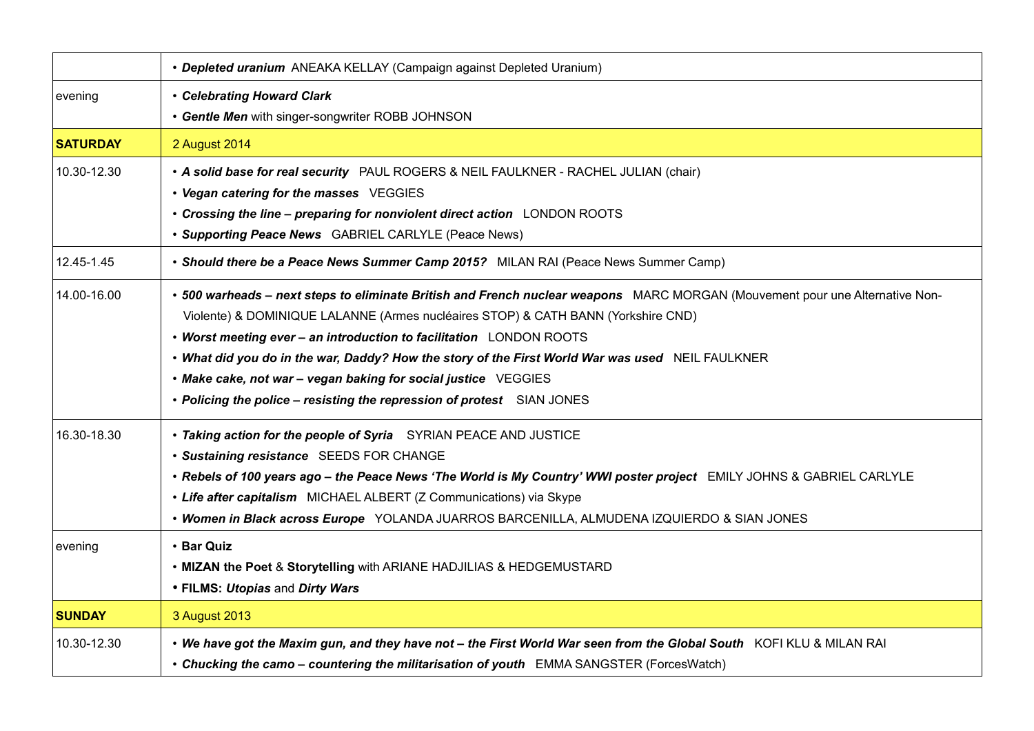| | |
|---|---|
| | • ***Depleted uranium*** ANEAKA KELLAY (Campaign against Depleted Uranium) |
| evening | • ***Celebrating Howard Clark***<br>• ***Gentle Men*** with singer-songwriter ROBB JOHNSON |
| **SATURDAY** | 2 August 2014 |
| 10.30-12.30 | • ***A solid base for real security*** PAUL ROGERS & NEIL FAULKNER - RACHEL JULIAN (chair)<br>• ***Vegan catering for the masses*** VEGGIES<br>• ***Crossing the line – preparing for nonviolent direct action*** LONDON ROOTS<br>• ***Supporting Peace News*** GABRIEL CARLYLE (Peace News) |
| 12.45-1.45 | • ***Should there be a Peace News Summer Camp 2015?*** MILAN RAI (Peace News Summer Camp) |
| 14.00-16.00 | • ***500 warheads – next steps to eliminate British and French nuclear weapons*** MARC MORGAN (Mouvement pour une Alternative Non-Violente) & DOMINIQUE LALANNE (Armes nucléaires STOP) & CATH BANN (Yorkshire CND)<br>• ***Worst meeting ever – an introduction to facilitation*** LONDON ROOTS<br>• ***What did you do in the war, Daddy? How the story of the First World War was used*** NEIL FAULKNER<br>• ***Make cake, not war – vegan baking for social justice*** VEGGIES<br>• ***Policing the police – resisting the repression of protest*** SIAN JONES |
| 16.30-18.30 | • ***Taking action for the people of Syria*** SYRIAN PEACE AND JUSTICE<br>• ***Sustaining resistance*** SEEDS FOR CHANGE<br>• ***Rebels of 100 years ago – the Peace News 'The World is My Country' WWI poster project*** EMILY JOHNS & GABRIEL CARLYLE<br>• ***Life after capitalism*** MICHAEL ALBERT (Z Communications) via Skype<br>• ***Women in Black across Europe*** YOLANDA JUARROS BARCENILLA, ALMUDENA IZQUIERDO & SIAN JONES |
| evening | • **Bar Quiz**<br>• **MIZAN the Poet** & **Storytelling** with ARIANE HADJILIAS & HEDGEMUSTARD<br>• **FILMS:** ***Utopias*** and ***Dirty Wars*** |
| **SUNDAY** | 3 August 2013 |
| 10.30-12.30 | • ***We have got the Maxim gun, and they have not – the First World War seen from the Global South*** KOFI KLU & MILAN RAI<br>• ***Chucking the camo – countering the militarisation of youth*** EMMA SANGSTER (ForcesWatch) |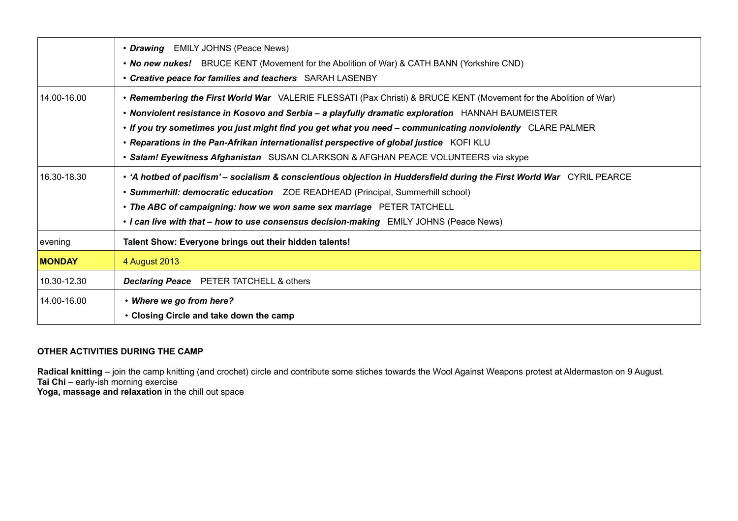| | |
|---|---|
| | • ***Drawing*** EMILY JOHNS (Peace News)<br>• ***No new nukes!*** BRUCE KENT (Movement for the Abolition of War) & CATH BANN (Yorkshire CND)<br>• ***Creative peace for families and teachers*** SARAH LASENBY |
| 14.00-16.00 | • ***Remembering the First World War*** VALERIE FLESSATI (Pax Christi) & BRUCE KENT (Movement for the Abolition of War)<br>• ***Nonviolent resistance in Kosovo and Serbia – a playfully dramatic exploration*** HANNAH BAUMEISTER<br>• ***If you try sometimes you just might find you get what you need – communicating nonviolently*** CLARE PALMER<br>• ***Reparations in the Pan-Afrikan internationalist perspective of global justice*** KOFI KLU<br>• ***Salam! Eyewitness Afghanistan*** SUSAN CLARKSON & AFGHAN PEACE VOLUNTEERS via skype |
| 16.30-18.30 | • ***'A hotbed of pacifism' – socialism & conscientious objection in Huddersfield during the First World War*** CYRIL PEARCE<br>• ***Summerhill: democratic education*** ZOE READHEAD (Principal, Summerhill school)<br>• ***The ABC of campaigning: how we won same sex marriage*** PETER TATCHELL<br>• ***I can live with that – how to use consensus decision-making*** EMILY JOHNS (Peace News) |
| evening | **Talent Show: Everyone brings out their hidden talents!** |
| **MONDAY** | 4 August 2013 |
| 10.30-12.30 | ***Declaring Peace*** PETER TATCHELL & others |
| 14.00-16.00 | • ***Where we go from here?***<br>• **Closing Circle and take down the camp** |

**OTHER ACTIVITIES DURING THE CAMP**

**Radical knitting** – join the camp knitting (and crochet) circle and contribute some stiches towards the Wool Against Weapons protest at Aldermaston on 9 August.
**Tai Chi** – early-ish morning exercise
**Yoga, massage and relaxation** in the chill out space